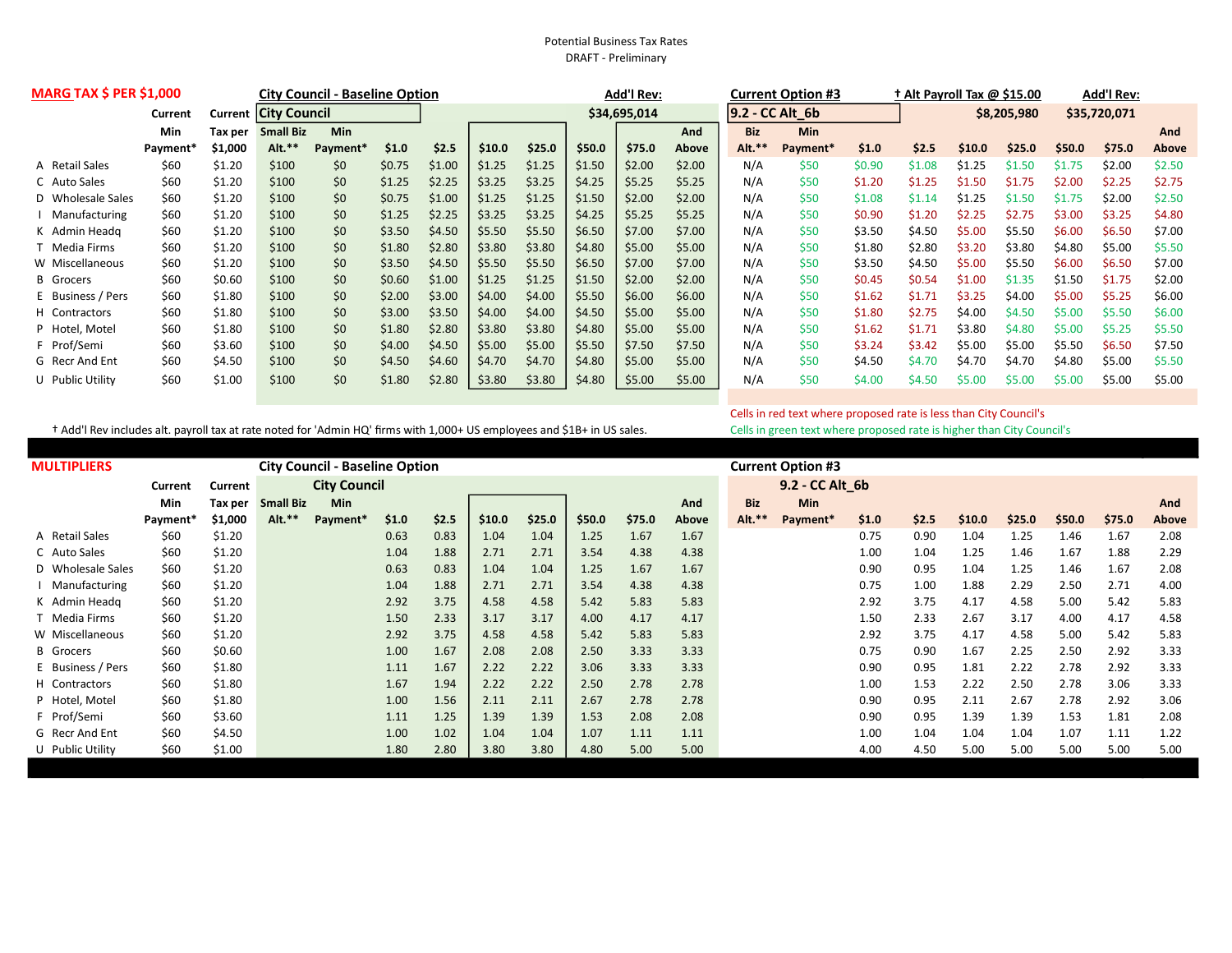Potential Business Tax Rates
DRAFT - Preliminary

## MARG TAX $ PER $1,000

| | Current Min Payment* | Current Tax per $1,000 | City Council - Baseline Option: Small Biz Alt.** | Min Payment* | $1.0 | $2.5 | $10.0 | $25.0 | $50.0 | $75.0 | And Above | Current Option #3 (9.2 - CC Alt_6b): Biz Alt.** | Min Payment* | $1.0 | $2.5 | $10.0 | $25.0 | $50.0 | $75.0 | And Above |
|---|---|---|---|---|---|---|---|---|---|---|---|---|---|---|---|---|---|---|---|---|
| A Retail Sales | $60 | $1.20 | $100 | $0 | $0.75 | $1.00 | $1.25 | $1.25 | $1.50 | $2.00 | $2.00 | N/A | $50 | $0.90 | $1.08 | $1.25 | $1.50 | $1.75 | $2.00 | $2.50 |
| C Auto Sales | $60 | $1.20 | $100 | $0 | $1.25 | $2.25 | $3.25 | $3.25 | $4.25 | $5.25 | $5.25 | N/A | $50 | $1.20 | $1.25 | $1.50 | $1.75 | $2.00 | $2.25 | $2.75 |
| D Wholesale Sales | $60 | $1.20 | $100 | $0 | $0.75 | $1.00 | $1.25 | $1.25 | $1.50 | $2.00 | $2.00 | N/A | $50 | $1.08 | $1.14 | $1.25 | $1.50 | $1.75 | $2.00 | $2.50 |
| I Manufacturing | $60 | $1.20 | $100 | $0 | $1.25 | $2.25 | $3.25 | $3.25 | $4.25 | $5.25 | $5.25 | N/A | $50 | $0.90 | $1.20 | $2.25 | $2.75 | $3.00 | $3.25 | $4.80 |
| K Admin Headq | $60 | $1.20 | $100 | $0 | $3.50 | $4.50 | $5.50 | $5.50 | $6.50 | $7.00 | $7.00 | N/A | $50 | $3.50 | $4.50 | $5.00 | $5.50 | $6.00 | $6.50 | $7.00 |
| T Media Firms | $60 | $1.20 | $100 | $0 | $1.80 | $2.80 | $3.80 | $3.80 | $4.80 | $5.00 | $5.00 | N/A | $50 | $1.80 | $2.80 | $3.20 | $3.80 | $4.80 | $5.00 | $5.50 |
| W Miscellaneous | $60 | $1.20 | $100 | $0 | $3.50 | $4.50 | $5.50 | $5.50 | $6.50 | $7.00 | $7.00 | N/A | $50 | $3.50 | $4.50 | $5.00 | $5.50 | $6.00 | $6.50 | $7.00 |
| B Grocers | $60 | $0.60 | $100 | $0 | $0.60 | $1.00 | $1.25 | $1.25 | $1.50 | $2.00 | $2.00 | N/A | $50 | $0.45 | $0.54 | $1.00 | $1.35 | $1.50 | $1.75 | $2.00 |
| E Business / Pers | $60 | $1.80 | $100 | $0 | $2.00 | $3.00 | $4.00 | $4.00 | $5.50 | $6.00 | $6.00 | N/A | $50 | $1.62 | $1.71 | $3.25 | $4.00 | $5.00 | $5.25 | $6.00 |
| H Contractors | $60 | $1.80 | $100 | $0 | $3.00 | $3.50 | $4.00 | $4.00 | $4.50 | $5.00 | $5.00 | N/A | $50 | $1.80 | $2.75 | $4.00 | $4.50 | $5.00 | $5.50 | $6.00 |
| P Hotel, Motel | $60 | $1.80 | $100 | $0 | $1.80 | $2.80 | $3.80 | $3.80 | $4.80 | $5.00 | $5.00 | N/A | $50 | $1.62 | $1.71 | $3.80 | $4.80 | $5.00 | $5.25 | $5.50 |
| F Prof/Semi | $60 | $3.60 | $100 | $0 | $4.00 | $4.50 | $5.00 | $5.00 | $5.50 | $7.50 | $7.50 | N/A | $50 | $3.24 | $3.42 | $5.00 | $5.00 | $5.50 | $6.50 | $7.50 |
| G Recr And Ent | $60 | $4.50 | $100 | $0 | $4.50 | $4.60 | $4.70 | $4.70 | $4.80 | $5.00 | $5.00 | N/A | $50 | $4.50 | $4.70 | $4.70 | $4.70 | $4.80 | $5.00 | $5.50 |
| U Public Utility | $60 | $1.00 | $100 | $0 | $1.80 | $2.80 | $3.80 | $3.80 | $4.80 | $5.00 | $5.00 | N/A | $50 | $4.00 | $4.50 | $5.00 | $5.00 | $5.00 | $5.00 | $5.00 |

City Council - Baseline Option — Add'l Rev: $34,695,014

Current Option #3 (9.2 - CC Alt_6b) — † Alt Payroll Tax @ $15.00: $8,205,980 — Add'l Rev: $35,720,071

Cells in red text where proposed rate is less than City Council's
Cells in green text where proposed rate is higher than City Council's

† Add'l Rev includes alt. payroll tax at rate noted for 'Admin HQ' firms with 1,000+ US employees and $1B+ in US sales.

## MULTIPLIERS

| | Current Min Payment* | Current Tax per $1,000 | City Council - Baseline Option: Small Biz Alt.** | Min Payment* | $1.0 | $2.5 | $10.0 | $25.0 | $50.0 | $75.0 | And Above | Current Option #3 (9.2 - CC Alt_6b): Biz Alt.** | Min Payment* | $1.0 | $2.5 | $10.0 | $25.0 | $50.0 | $75.0 | And Above |
|---|---|---|---|---|---|---|---|---|---|---|---|---|---|---|---|---|---|---|---|---|
| A Retail Sales | $60 | $1.20 | | | 0.63 | 0.83 | 1.04 | 1.04 | 1.25 | 1.67 | 1.67 | | | 0.75 | 0.90 | 1.04 | 1.25 | 1.46 | 1.67 | 2.08 |
| C Auto Sales | $60 | $1.20 | | | 1.04 | 1.88 | 2.71 | 2.71 | 3.54 | 4.38 | 4.38 | | | 1.00 | 1.04 | 1.25 | 1.46 | 1.67 | 1.88 | 2.29 |
| D Wholesale Sales | $60 | $1.20 | | | 0.63 | 0.83 | 1.04 | 1.04 | 1.25 | 1.67 | 1.67 | | | 0.90 | 0.95 | 1.04 | 1.25 | 1.46 | 1.67 | 2.08 |
| I Manufacturing | $60 | $1.20 | | | 1.04 | 1.88 | 2.71 | 2.71 | 3.54 | 4.38 | 4.38 | | | 0.75 | 1.00 | 1.88 | 2.29 | 2.50 | 2.71 | 4.00 |
| K Admin Headq | $60 | $1.20 | | | 2.92 | 3.75 | 4.58 | 4.58 | 5.42 | 5.83 | 5.83 | | | 2.92 | 3.75 | 4.17 | 4.58 | 5.00 | 5.42 | 5.83 |
| T Media Firms | $60 | $1.20 | | | 1.50 | 2.33 | 3.17 | 3.17 | 4.00 | 4.17 | 4.17 | | | 1.50 | 2.33 | 2.67 | 3.17 | 4.00 | 4.17 | 4.58 |
| W Miscellaneous | $60 | $1.20 | | | 2.92 | 3.75 | 4.58 | 4.58 | 5.42 | 5.83 | 5.83 | | | 2.92 | 3.75 | 4.17 | 4.58 | 5.00 | 5.42 | 5.83 |
| B Grocers | $60 | $0.60 | | | 1.00 | 1.67 | 2.08 | 2.08 | 2.50 | 3.33 | 3.33 | | | 0.75 | 0.90 | 1.67 | 2.25 | 2.50 | 2.92 | 3.33 |
| E Business / Pers | $60 | $1.80 | | | 1.11 | 1.67 | 2.22 | 2.22 | 3.06 | 3.33 | 3.33 | | | 0.90 | 0.95 | 1.81 | 2.22 | 2.78 | 2.92 | 3.33 |
| H Contractors | $60 | $1.80 | | | 1.67 | 1.94 | 2.22 | 2.22 | 2.50 | 2.78 | 2.78 | | | 1.00 | 1.53 | 2.22 | 2.50 | 2.78 | 3.06 | 3.33 |
| P Hotel, Motel | $60 | $1.80 | | | 1.00 | 1.56 | 2.11 | 2.11 | 2.67 | 2.78 | 2.78 | | | 0.90 | 0.95 | 2.11 | 2.67 | 2.78 | 2.92 | 3.06 |
| F Prof/Semi | $60 | $3.60 | | | 1.11 | 1.25 | 1.39 | 1.39 | 1.53 | 2.08 | 2.08 | | | 0.90 | 0.95 | 1.39 | 1.39 | 1.53 | 1.81 | 2.08 |
| G Recr And Ent | $60 | $4.50 | | | 1.00 | 1.02 | 1.04 | 1.04 | 1.07 | 1.11 | 1.11 | | | 1.00 | 1.04 | 1.04 | 1.04 | 1.07 | 1.11 | 1.22 |
| U Public Utility | $60 | $1.00 | | | 1.80 | 2.80 | 3.80 | 3.80 | 4.80 | 5.00 | 5.00 | | | 4.00 | 4.50 | 5.00 | 5.00 | 5.00 | 5.00 | 5.00 |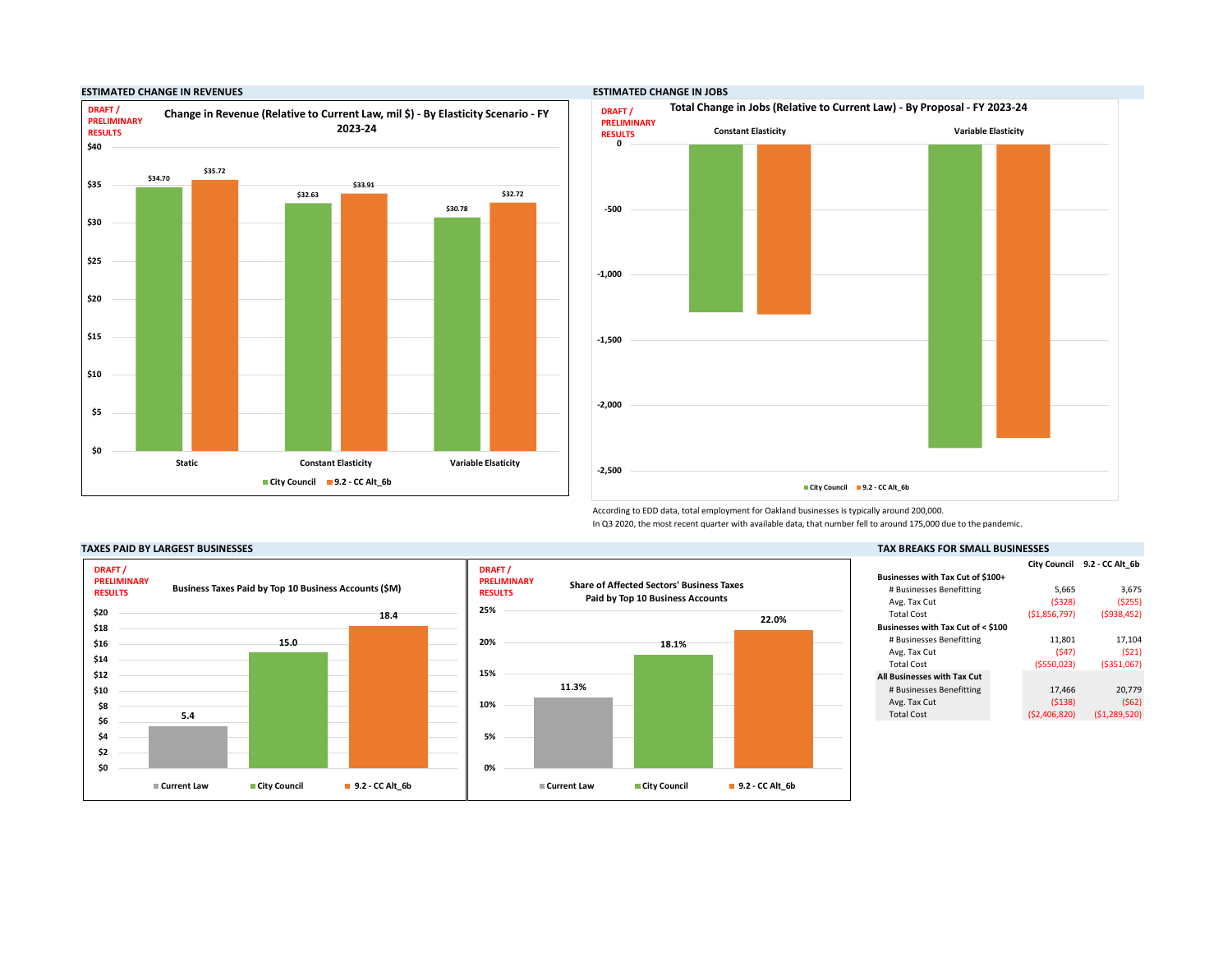## ESTIMATED CHANGE IN REVENUES

DRAFT / PRELIMINARY RESULTS

Change in Revenue (Relative to Current Law, mil $) - By Elasticity Scenario - FY 2023-24

$40
$35
$30
$25
$20
$15
$10
$5
$0

$34.70
$35.72
$32.63
$33.91
$30.78
$32.72

Static
Constant Elasticity
Variable Elsaticity

City Council
9.2 - CC Alt_6b

## ESTIMATED CHANGE IN JOBS

DRAFT / PRELIMINARY RESULTS

Total Change in Jobs (Relative to Current Law) - By Proposal - FY 2023-24

Constant Elasticity
Variable Elasticity

0
-500
-1,000
-1,500
-2,000
-2,500

City Council
9.2 - CC Alt_6b

According to EDD data, total employment for Oakland businesses is typically around 200,000.
In Q3 2020, the most recent quarter with available data, that number fell to around 175,000 due to the pandemic.

## TAXES PAID BY LARGEST BUSINESSES

DRAFT / PRELIMINARY RESULTS

Business Taxes Paid by Top 10 Business Accounts ($M)

$20
$18
$16
$14
$12
$10
$8
$6
$4
$2
$0

5.4
15.0
18.4

Current Law
City Council
9.2 - CC Alt_6b

DRAFT / PRELIMINARY RESULTS

Share of Affected Sectors' Business Taxes Paid by Top 10 Business Accounts

25%
20%
15%
10%
5%
0%

11.3%
18.1%
22.0%

Current Law
City Council
9.2 - CC Alt_6b

## TAX BREAKS FOR SMALL BUSINESSES

| | City Council | 9.2 - CC Alt_6b |
|---|---|---|
| **Businesses with Tax Cut of $100+** | | |
| # Businesses Benefitting | 5,665 | 3,675 |
| Avg. Tax Cut | ($328) | ($255) |
| Total Cost | ($1,856,797) | ($938,452) |
| **Businesses with Tax Cut of < $100** | | |
| # Businesses Benefitting | 11,801 | 17,104 |
| Avg. Tax Cut | ($47) | ($21) |
| Total Cost | ($550,023) | ($351,067) |
| **All Businesses with Tax Cut** | | |
| # Businesses Benefitting | 17,466 | 20,779 |
| Avg. Tax Cut | ($138) | ($62) |
| Total Cost | ($2,406,820) | ($1,289,520) |